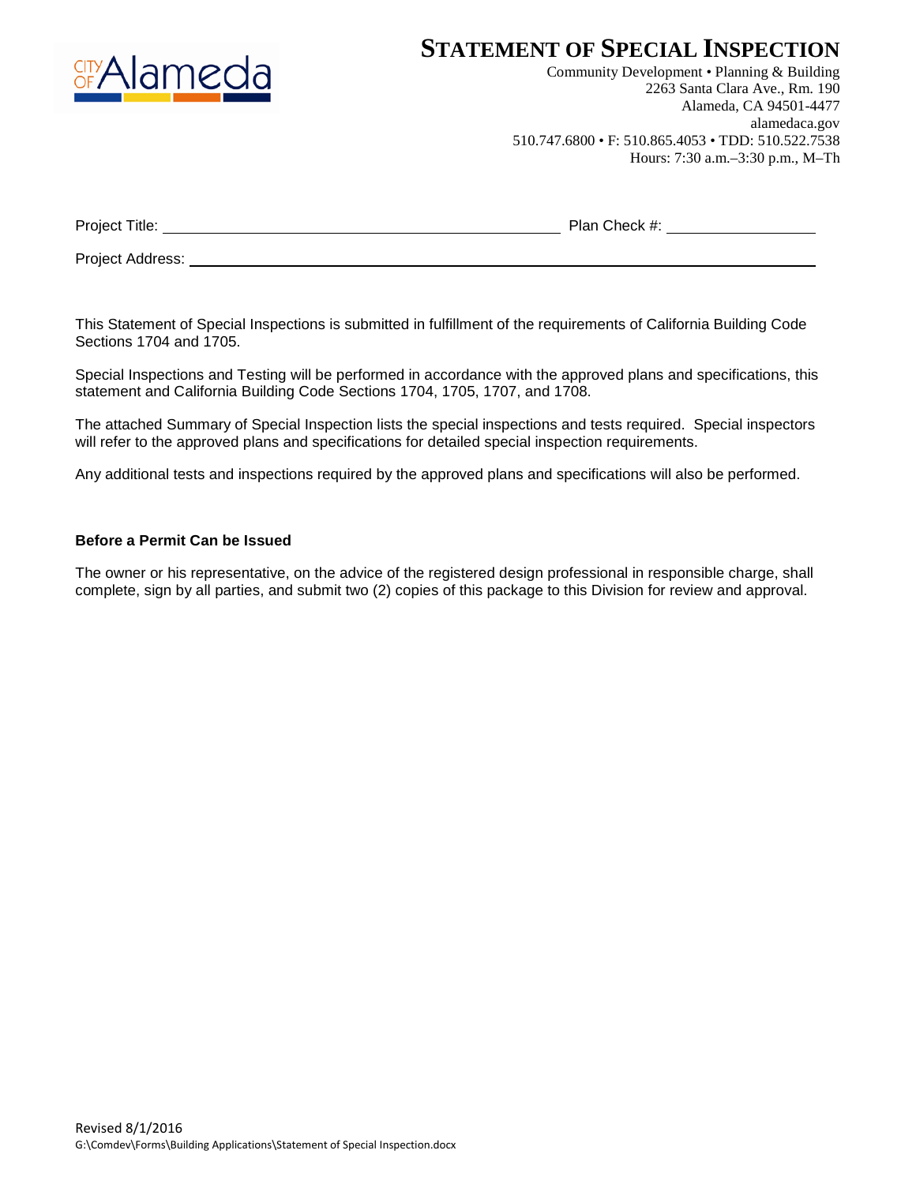# Statement of Special Inspection

Community Development • Planning & Building
2263 Santa Clara Ave., Rm. 190
Alameda, CA 94501-4477
alamedaca.gov
510.747.6800 • F: 510.865.4053 • TDD: 510.522.7538
Hours: 7:30 a.m.–3:30 p.m., M–Th

Project Title: ______________________________ Plan Check #: ______________

Project Address: ______________________________________________

This Statement of Special Inspections is submitted in fulfillment of the requirements of California Building Code Sections 1704 and 1705.

Special Inspections and Testing will be performed in accordance with the approved plans and specifications, this statement and California Building Code Sections 1704, 1705, 1707, and 1708.

The attached Summary of Special Inspection lists the special inspections and tests required. Special inspectors will refer to the approved plans and specifications for detailed special inspection requirements.

Any additional tests and inspections required by the approved plans and specifications will also be performed.

**Before a Permit Can be Issued**

The owner or his representative, on the advice of the registered design professional in responsible charge, shall complete, sign by all parties, and submit two (2) copies of this package to this Division for review and approval.

Revised 8/1/2016
G:\Comdev\Forms\Building Applications\Statement of Special Inspection.docx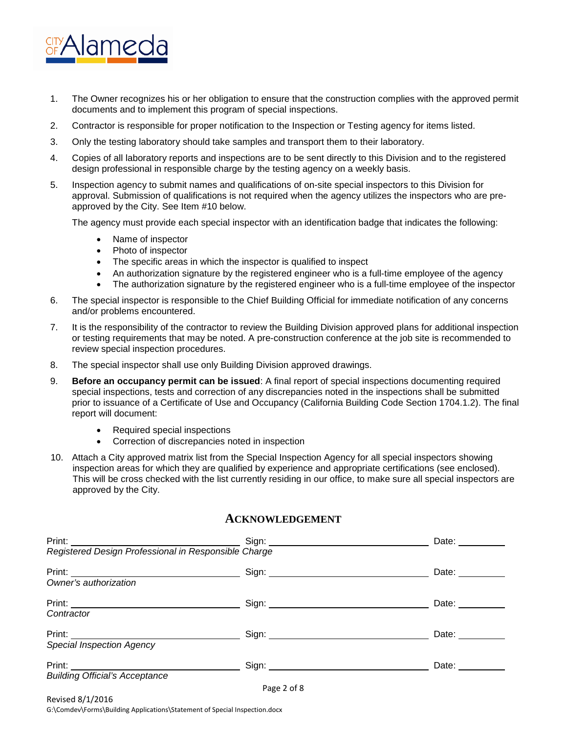1. The Owner recognizes his or her obligation to ensure that the construction complies with the approved permit documents and to implement this program of special inspections.
2. Contractor is responsible for proper notification to the Inspection or Testing agency for items listed.
3. Only the testing laboratory should take samples and transport them to their laboratory.
4. Copies of all laboratory reports and inspections are to be sent directly to this Division and to the registered design professional in responsible charge by the testing agency on a weekly basis.
5. Inspection agency to submit names and qualifications of on-site special inspectors to this Division for approval. Submission of qualifications is not required when the agency utilizes the inspectors who are pre-approved by the City. See Item #10 below.

   The agency must provide each special inspector with an identification badge that indicates the following:

   - Name of inspector
   - Photo of inspector
   - The specific areas in which the inspector is qualified to inspect
   - An authorization signature by the registered engineer who is a full-time employee of the agency
   - The authorization signature by the registered engineer who is a full-time employee of the inspector
6. The special inspector is responsible to the Chief Building Official for immediate notification of any concerns and/or problems encountered.
7. It is the responsibility of the contractor to review the Building Division approved plans for additional inspection or testing requirements that may be noted. A pre-construction conference at the job site is recommended to review special inspection procedures.
8. The special inspector shall use only Building Division approved drawings.
9. **Before an occupancy permit can be issued**: A final report of special inspections documenting required special inspections, tests and correction of any discrepancies noted in the inspections shall be submitted prior to issuance of a Certificate of Use and Occupancy (California Building Code Section 1704.1.2). The final report will document:
   - Required special inspections
   - Correction of discrepancies noted in inspection
10. Attach a City approved matrix list from the Special Inspection Agency for all special inspectors showing inspection areas for which they are qualified by experience and appropriate certifications (see enclosed). This will be cross checked with the list currently residing in our office, to make sure all special inspectors are approved by the City.

## ACKNOWLEDGEMENT

Print: ______________________ Sign: ______________________ Date: __________
*Registered Design Professional in Responsible Charge*

Print: ______________________ Sign: ______________________ Date: __________
*Owner's authorization*

Print: ______________________ Sign: ______________________ Date: __________
*Contractor*

Print: ______________________ Sign: ______________________ Date: __________
*Special Inspection Agency*

Print: ______________________ Sign: ______________________ Date: __________
*Building Official's Acceptance*

Revised 8/1/2016
G:\Comdev\Forms\Building Applications\Statement of Special Inspection.docx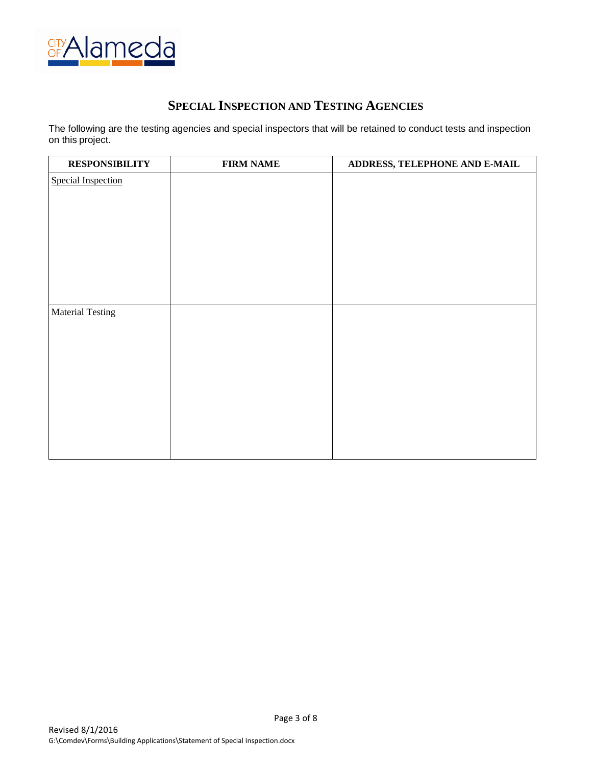## SPECIAL INSPECTION AND TESTING AGENCIES

The following are the testing agencies and special inspectors that will be retained to conduct tests and inspection on this project.

| RESPONSIBILITY | FIRM NAME | ADDRESS, TELEPHONE AND E-MAIL |
|---|---|---|
| Special Inspection | | |
| Material Testing | | |

Revised 8/1/2016
G:\Comdev\Forms\Building Applications\Statement of Special Inspection.docx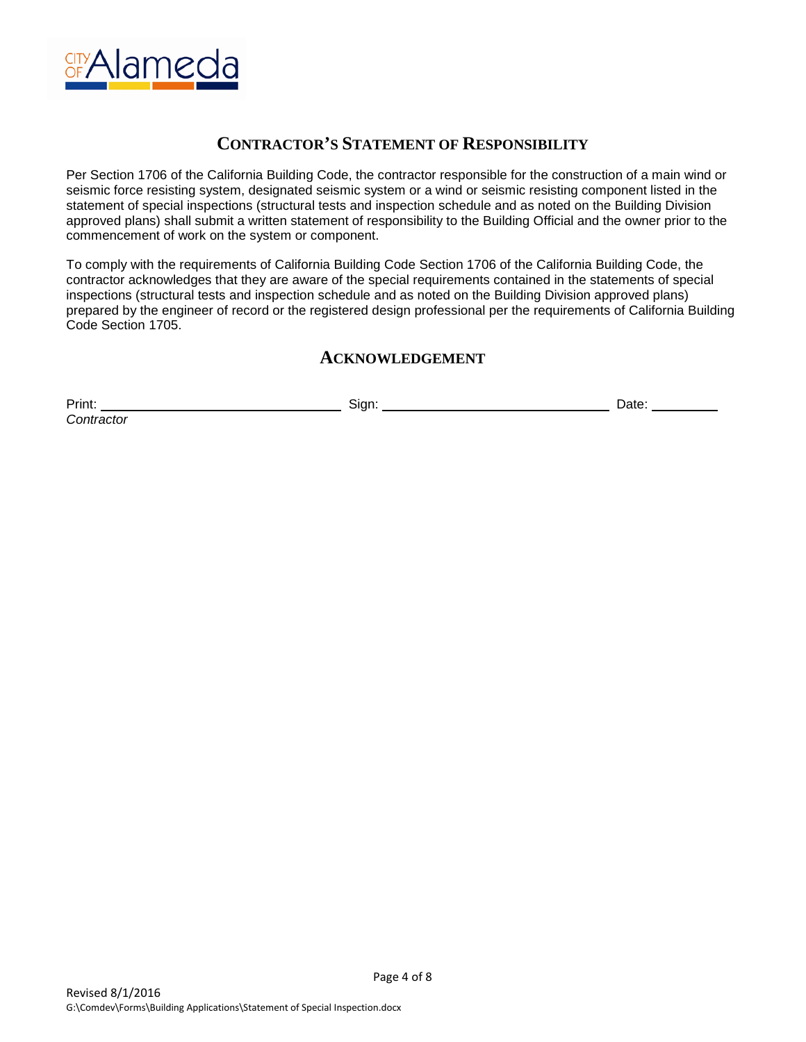# Contractor's Statement of Responsibility

Per Section 1706 of the California Building Code, the contractor responsible for the construction of a main wind or seismic force resisting system, designated seismic system or a wind or seismic resisting component listed in the statement of special inspections (structural tests and inspection schedule and as noted on the Building Division approved plans) shall submit a written statement of responsibility to the Building Official and the owner prior to the commencement of work on the system or component.

To comply with the requirements of California Building Code Section 1706 of the California Building Code, the contractor acknowledges that they are aware of the special requirements contained in the statements of special inspections (structural tests and inspection schedule and as noted on the Building Division approved plans) prepared by the engineer of record or the registered design professional per the requirements of California Building Code Section 1705.

## Acknowledgement

Print: ______________________________ Sign: ______________________________ Date: __________

*Contractor*

Revised 8/1/2016

G:\Comdev\Forms\Building Applications\Statement of Special Inspection.docx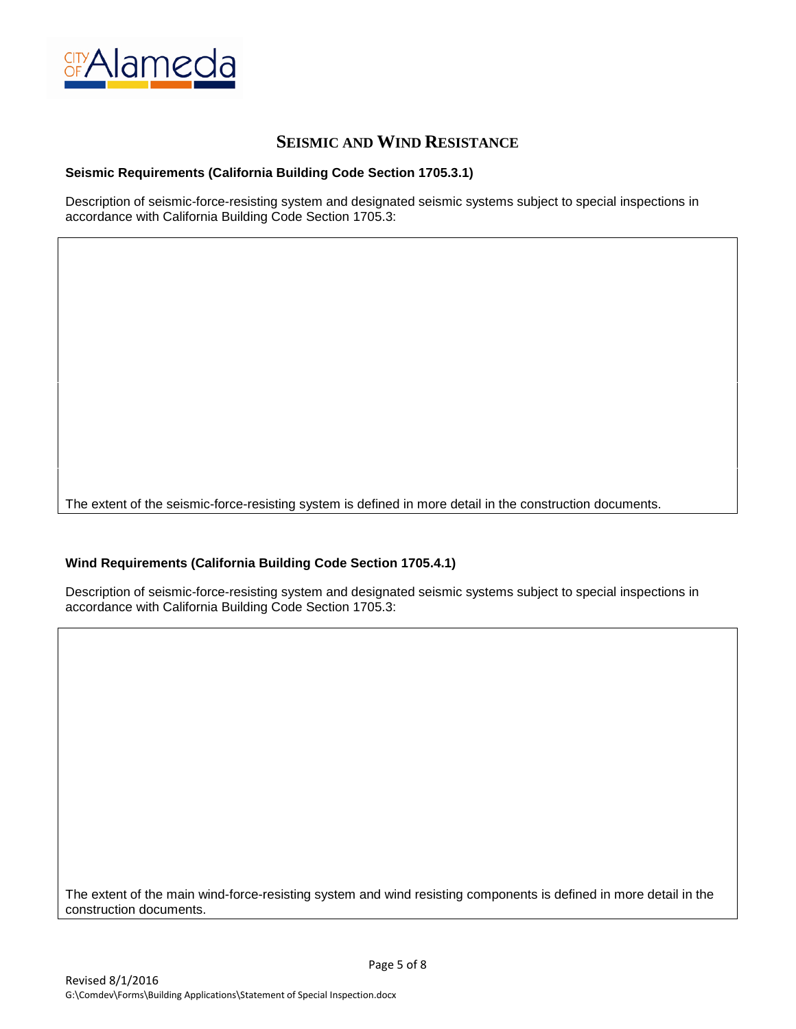# Seismic and Wind Resistance

**Seismic Requirements (California Building Code Section 1705.3.1)**

Description of seismic-force-resisting system and designated seismic systems subject to special inspections in accordance with California Building Code Section 1705.3:

The extent of the seismic-force-resisting system is defined in more detail in the construction documents.

**Wind Requirements (California Building Code Section 1705.4.1)**

Description of seismic-force-resisting system and designated seismic systems subject to special inspections in accordance with California Building Code Section 1705.3:

The extent of the main wind-force-resisting system and wind resisting components is defined in more detail in the construction documents.

Revised 8/1/2016
G:\Comdev\Forms\Building Applications\Statement of Special Inspection.docx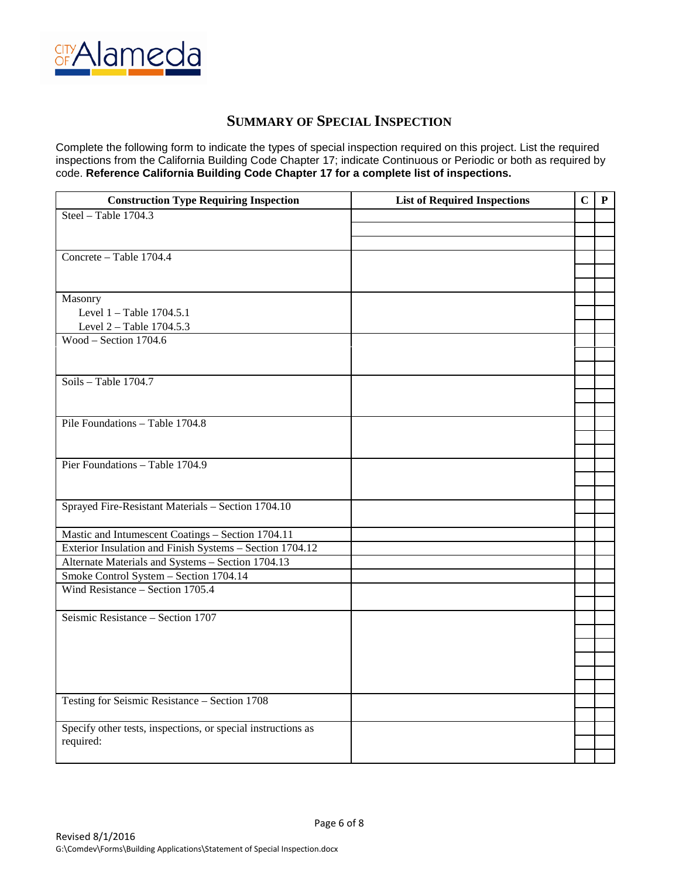## SUMMARY OF SPECIAL INSPECTION

Complete the following form to indicate the types of special inspection required on this project. List the required inspections from the California Building Code Chapter 17; indicate Continuous or Periodic or both as required by code. **Reference California Building Code Chapter 17 for a complete list of inspections.**

| Construction Type Requiring Inspection | List of Required Inspections | C | P |
|---|---|---|---|
| Steel – Table 1704.3 | | | |
| Concrete – Table 1704.4 | | | |
| Masonry<br>Level 1 – Table 1704.5.1<br>Level 2 – Table 1704.5.3 | | | |
| Wood – Section 1704.6 | | | |
| Soils – Table 1704.7 | | | |
| Pile Foundations – Table 1704.8 | | | |
| Pier Foundations – Table 1704.9 | | | |
| Sprayed Fire-Resistant Materials – Section 1704.10 | | | |
| Mastic and Intumescent Coatings – Section 1704.11 | | | |
| Exterior Insulation and Finish Systems – Section 1704.12 | | | |
| Alternate Materials and Systems – Section 1704.13 | | | |
| Smoke Control System – Section 1704.14 | | | |
| Wind Resistance – Section 1705.4 | | | |
| Seismic Resistance – Section 1707 | | | |
| Testing for Seismic Resistance – Section 1708 | | | |
| Specify other tests, inspections, or special instructions as required: | | | |

Revised 8/1/2016
G:\Comdev\Forms\Building Applications\Statement of Special Inspection.docx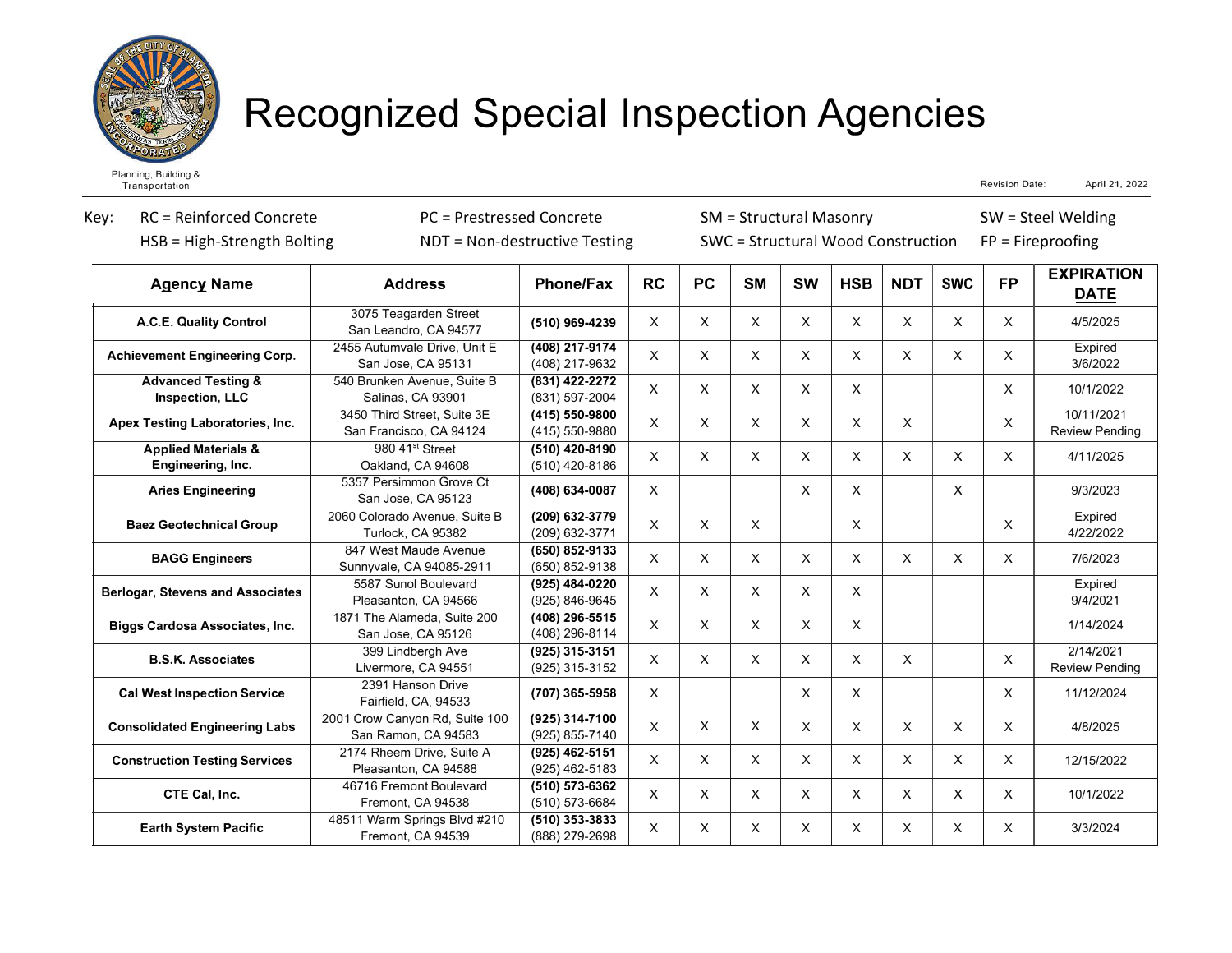Planning, Building & Transportation

# Recognized Special Inspection Agencies

Revision Date: April 21, 2022

Key: RC = Reinforced Concrete | PC = Prestressed Concrete | SM = Structural Masonry | SW = Steel Welding | HSB = High-Strength Bolting | NDT = Non-destructive Testing | SWC = Structural Wood Construction | FP = Fireproofing

| Agency Name | Address | Phone/Fax | RC | PC | SM | SW | HSB | NDT | SWC | FP | EXPIRATION DATE |
|---|---|---|---|---|---|---|---|---|---|---|---|
| **A.C.E. Quality Control** | 3075 Teagarden Street San Leandro, CA 94577 | **(510) 969-4239** | X | X | X | X | X | X | X | X | 4/5/2025 |
| **Achievement Engineering Corp.** | 2455 Autumvale Drive, Unit E San Jose, CA 95131 | **(408) 217-9174** (408) 217-9632 | X | X | X | X | X | X | X | X | Expired 3/6/2022 |
| **Advanced Testing & Inspection, LLC** | 540 Brunken Avenue, Suite B Salinas, CA 93901 | **(831) 422-2272** (831) 597-2004 | X | X | X | X | X | | | X | 10/1/2022 |
| **Apex Testing Laboratories, Inc.** | 3450 Third Street, Suite 3E San Francisco, CA 94124 | **(415) 550-9800** (415) 550-9880 | X | X | X | X | X | X | | X | 10/11/2021 Review Pending |
| **Applied Materials & Engineering, Inc.** | 980 41st Street Oakland, CA 94608 | **(510) 420-8190** (510) 420-8186 | X | X | X | X | X | X | X | X | 4/11/2025 |
| **Aries Engineering** | 5357 Persimmon Grove Ct San Jose, CA 95123 | **(408) 634-0087** | X | | | X | X | | X | | 9/3/2023 |
| **Baez Geotechnical Group** | 2060 Colorado Avenue, Suite B Turlock, CA 95382 | **(209) 632-3779** (209) 632-3771 | X | X | X | | X | | | X | Expired 4/22/2022 |
| **BAGG Engineers** | 847 West Maude Avenue Sunnyvale, CA 94085-2911 | **(650) 852-9133** (650) 852-9138 | X | X | X | X | X | X | X | X | 7/6/2023 |
| **Berlogar, Stevens and Associates** | 5587 Sunol Boulevard Pleasanton, CA 94566 | **(925) 484-0220** (925) 846-9645 | X | X | X | X | X | | | | Expired 9/4/2021 |
| **Biggs Cardosa Associates, Inc.** | 1871 The Alameda, Suite 200 San Jose, CA 95126 | **(408) 296-5515** (408) 296-8114 | X | X | X | X | X | | | | 1/14/2024 |
| **B.S.K. Associates** | 399 Lindbergh Ave Livermore, CA 94551 | **(925) 315-3151** (925) 315-3152 | X | X | X | X | X | X | | X | 2/14/2021 Review Pending |
| **Cal West Inspection Service** | 2391 Hanson Drive Fairfield, CA, 94533 | **(707) 365-5958** | X | | | X | X | | | X | 11/12/2024 |
| **Consolidated Engineering Labs** | 2001 Crow Canyon Rd, Suite 100 San Ramon, CA 94583 | **(925) 314-7100** (925) 855-7140 | X | X | X | X | X | X | X | X | 4/8/2025 |
| **Construction Testing Services** | 2174 Rheem Drive, Suite A Pleasanton, CA 94588 | **(925) 462-5151** (925) 462-5183 | X | X | X | X | X | X | X | X | 12/15/2022 |
| **CTE Cal, Inc.** | 46716 Fremont Boulevard Fremont, CA 94538 | **(510) 573-6362** (510) 573-6684 | X | X | X | X | X | X | X | X | 10/1/2022 |
| **Earth System Pacific** | 48511 Warm Springs Blvd #210 Fremont, CA 94539 | **(510) 353-3833** (888) 279-2698 | X | X | X | X | X | X | X | X | 3/3/2024 |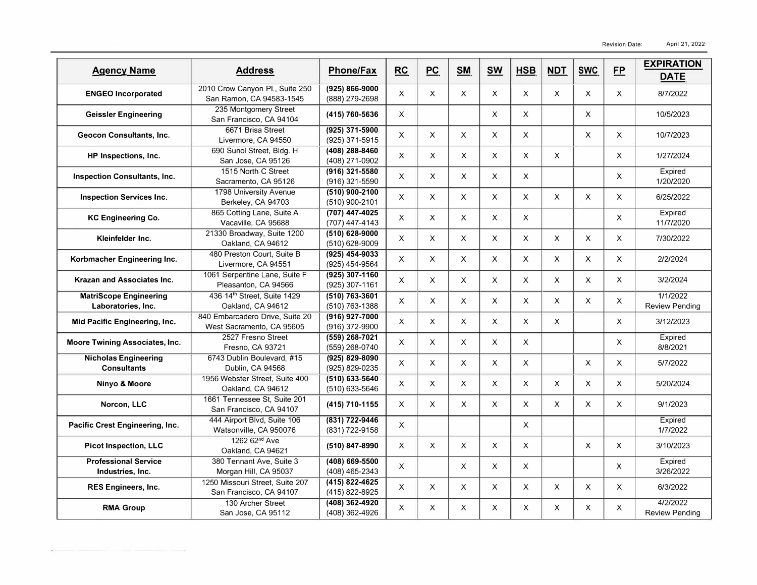Revision Date: April 21, 2022

| Agency Name | Address | Phone/Fax | RC | PC | SM | SW | HSB | NDT | SWC | FP | EXPIRATION DATE |
|---|---|---|---|---|---|---|---|---|---|---|---|
| **ENGEO Incorporated** | 2010 Crow Canyon Pl., Suite 250 San Ramon, CA 94583-1545 | **(925) 866-9000** (888) 279-2698 | X | X | X | X | X | X | X | X | 8/7/2022 |
| **Geissler Engineering** | 235 Montgomery Street San Francisco, CA 94104 | **(415) 760-5636** | X | | | X | X | | X | | 10/5/2023 |
| **Geocon Consultants, Inc.** | 6671 Brisa Street Livermore, CA 94550 | **(925) 371-5900** (925) 371-5915 | X | X | X | X | X | | X | X | 10/7/2023 |
| **HP Inspections, Inc.** | 690 Sunol Street, Bldg. H San Jose, CA 95126 | **(408) 288-8460** (408) 271-0902 | X | X | X | X | X | X | | X | 1/27/2024 |
| **Inspection Consultants, Inc.** | 1515 North C Street Sacramento, CA 95126 | **(916) 321-5580** (916) 321-5590 | X | X | X | X | X | | | X | Expired 1/20/2020 |
| **Inspection Services Inc.** | 1798 University Avenue Berkeley, CA 94703 | **(510) 900-2100** (510) 900-2101 | X | X | X | X | X | X | X | X | 6/25/2022 |
| **KC Engineering Co.** | 865 Cotting Lane, Suite A Vacaville, CA 95688 | **(707) 447-4025** (707) 447-4143 | X | X | X | X | X | | | X | Expired 11/7/2020 |
| **Kleinfelder Inc.** | 21330 Broadway, Suite 1200 Oakland, CA 94612 | **(510) 628-9000** (510) 628-9009 | X | X | X | X | X | X | X | X | 7/30/2022 |
| **Korbmacher Engineering Inc.** | 480 Preston Court, Suite B Livermore, CA 94551 | **(925) 454-9033** (925) 454-9564 | X | X | X | X | X | X | X | X | 2/2/2024 |
| **Krazan and Associates Inc.** | 1061 Serpentine Lane, Suite F Pleasanton, CA 94566 | **(925) 307-1160** (925) 307-1161 | X | X | X | X | X | X | X | X | 3/2/2024 |
| **MatriScope Engineering Laboratories, Inc.** | 436 14th Street, Suite 1429 Oakland, CA 94612 | **(510) 763-3601** (510) 763-1388 | X | X | X | X | X | X | X | X | 1/1/2022 Review Pending |
| **Mid Pacific Engineering, Inc.** | 840 Embarcadero Drive, Suite 20 West Sacramento, CA 95605 | **(916) 927-7000** (916) 372-9900 | X | X | X | X | X | X | | X | 3/12/2023 |
| **Moore Twining Associates, Inc.** | 2527 Fresno Street Fresno, CA 93721 | **(559) 268-7021** (559) 268-0740 | X | X | X | X | X | | | X | Expired 8/8/2021 |
| **Nicholas Engineering Consultants** | 6743 Dublin Boulevard, #15 Dublin, CA 94568 | **(925) 829-8090** (925) 829-0235 | X | X | X | X | X | | X | X | 5/7/2022 |
| **Ninyo & Moore** | 1956 Webster Street, Suite 400 Oakland, CA 94612 | **(510) 633-5640** (510) 633-5646 | X | X | X | X | X | X | X | X | 5/20/2024 |
| **Norcon, LLC** | 1661 Tennessee St, Suite 201 San Francisco, CA 94107 | **(415) 710-1155** | X | X | X | X | X | X | X | X | 9/1/2023 |
| **Pacific Crest Engineering, Inc.** | 444 Airport Blvd, Suite 106 Watsonville, CA 950076 | **(831) 722-9446** (831) 722-9158 | X | | | | X | | | | Expired 1/7/2022 |
| **Picot Inspection, LLC** | 1262 62nd Ave Oakland, CA 94621 | **(510) 847-8990** | X | X | X | X | X | | X | X | 3/10/2023 |
| **Professional Service Industries, Inc.** | 380 Tennant Ave, Suite 3 Morgan Hill, CA 95037 | **(408) 669-5500** (408) 465-2343 | X | | X | X | X | | | X | Expired 3/26/2022 |
| **RES Engineers, Inc.** | 1250 Missouri Street, Suite 207 San Francisco, CA 94107 | **(415) 822-4625** (415) 822-8925 | X | X | X | X | X | X | X | X | 6/3/2022 |
| **RMA Group** | 130 Archer Street San Jose, CA 95112 | **(408) 362-4920** (408) 362-4926 | X | X | X | X | X | X | X | X | 4/2/2022 Review Pending |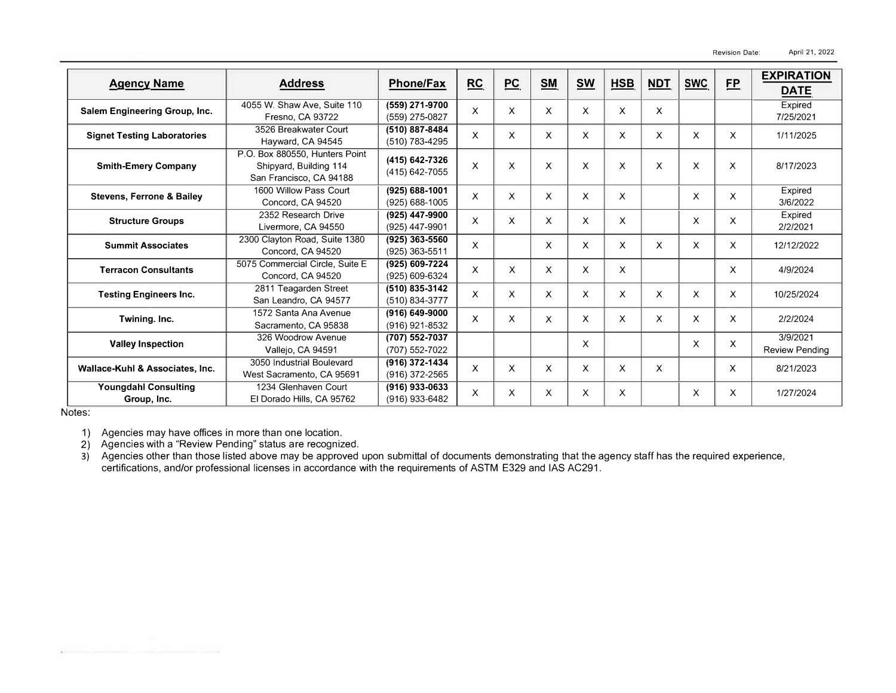| Agency Name | Address | Phone/Fax | RC | PC | SM | SW | HSB | NDT | SWC | FP | EXPIRATION DATE |
| --- | --- | --- | --- | --- | --- | --- | --- | --- | --- | --- | --- |
| **Salem Engineering Group, Inc.** | 4055 W. Shaw Ave, Suite 110 Fresno, CA 93722 | **(559) 271-9700** (559) 275-0827 | X | X | X | X | X | X | | | Expired 7/25/2021 |
| **Signet Testing Laboratories** | 3526 Breakwater Court Hayward, CA 94545 | **(510) 887-8484** (510) 783-4295 | X | X | X | X | X | X | X | X | 1/11/2025 |
| **Smith-Emery Company** | P.O. Box 880550, Hunters Point Shipyard, Building 114 San Francisco, CA 94188 | **(415) 642-7326** (415) 642-7055 | X | X | X | X | X | X | X | X | 8/17/2023 |
| **Stevens, Ferrone & Bailey** | 1600 Willow Pass Court Concord, CA 94520 | **(925) 688-1001** (925) 688-1005 | X | X | X | X | X | | X | X | Expired 3/6/2022 |
| **Structure Groups** | 2352 Research Drive Livermore, CA 94550 | **(925) 447-9900** (925) 447-9901 | X | X | X | X | X | | X | X | Expired 2/2/2021 |
| **Summit Associates** | 2300 Clayton Road, Suite 1380 Concord, CA 94520 | **(925) 363-5560** (925) 363-5511 | X | | X | X | X | X | X | X | 12/12/2022 |
| **Terracon Consultants** | 5075 Commercial Circle, Suite E Concord, CA 94520 | **(925) 609-7224** (925) 609-6324 | X | X | X | X | X | | | X | 4/9/2024 |
| **Testing Engineers Inc.** | 2811 Teagarden Street San Leandro, CA 94577 | **(510) 835-3142** (510) 834-3777 | X | X | X | X | X | X | X | X | 10/25/2024 |
| **Twining. Inc.** | 1572 Santa Ana Avenue Sacramento, CA 95838 | **(916) 649-9000** (916) 921-8532 | X | X | X | X | X | X | X | X | 2/2/2024 |
| **Valley Inspection** | 326 Woodrow Avenue Vallejo, CA 94591 | **(707) 552-7037** (707) 552-7022 | | | | X | | | X | X | 3/9/2021 Review Pending |
| **Wallace-Kuhl & Associates, Inc.** | 3050 Industrial Boulevard West Sacramento, CA 95691 | **(916) 372-1434** (916) 372-2565 | X | X | X | X | X | X | | X | 8/21/2023 |
| **Youngdahl Consulting Group, Inc.** | 1234 Glenhaven Court El Dorado Hills, CA 95762 | **(916) 933-0633** (916) 933-6482 | X | X | X | X | X | | X | X | 1/27/2024 |

Notes:

1) Agencies may have offices in more than one location.
2) Agencies with a "Review Pending" status are recognized.
3) Agencies other than those listed above may be approved upon submittal of documents demonstrating that the agency staff has the required experience, certifications, and/or professional licenses in accordance with the requirements of ASTM E329 and IAS AC291.